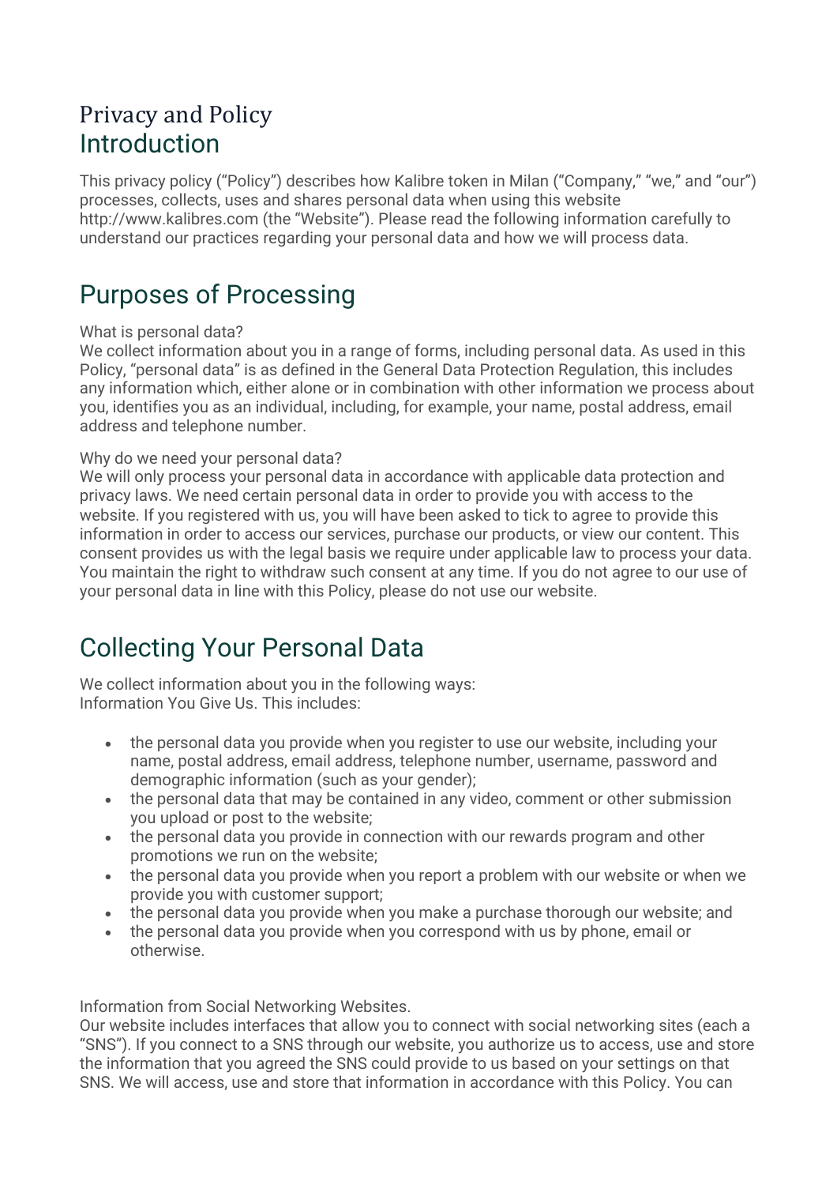# Privacy and Policy

## Introduction

This privacy policy ("Policy") describes how Kalibre token in Milan ("Company," "we," and "our") processes, collects, uses and shares personal data when using this website http://www.kalibres.com (the "Website"). Please read the following information carefully to understand our practices regarding your personal data and how we will process data.

## Purposes of Processing

What is personal data?
We collect information about you in a range of forms, including personal data. As used in this Policy, "personal data" is as defined in the General Data Protection Regulation, this includes any information which, either alone or in combination with other information we process about you, identifies you as an individual, including, for example, your name, postal address, email address and telephone number.

Why do we need your personal data?
We will only process your personal data in accordance with applicable data protection and privacy laws. We need certain personal data in order to provide you with access to the website. If you registered with us, you will have been asked to tick to agree to provide this information in order to access our services, purchase our products, or view our content. This consent provides us with the legal basis we require under applicable law to process your data. You maintain the right to withdraw such consent at any time. If you do not agree to our use of your personal data in line with this Policy, please do not use our website.

## Collecting Your Personal Data

We collect information about you in the following ways:
Information You Give Us. This includes:

- the personal data you provide when you register to use our website, including your name, postal address, email address, telephone number, username, password and demographic information (such as your gender);
- the personal data that may be contained in any video, comment or other submission you upload or post to the website;
- the personal data you provide in connection with our rewards program and other promotions we run on the website;
- the personal data you provide when you report a problem with our website or when we provide you with customer support;
- the personal data you provide when you make a purchase thorough our website; and
- the personal data you provide when you correspond with us by phone, email or otherwise.

Information from Social Networking Websites.
Our website includes interfaces that allow you to connect with social networking sites (each a "SNS"). If you connect to a SNS through our website, you authorize us to access, use and store the information that you agreed the SNS could provide to us based on your settings on that SNS. We will access, use and store that information in accordance with this Policy. You can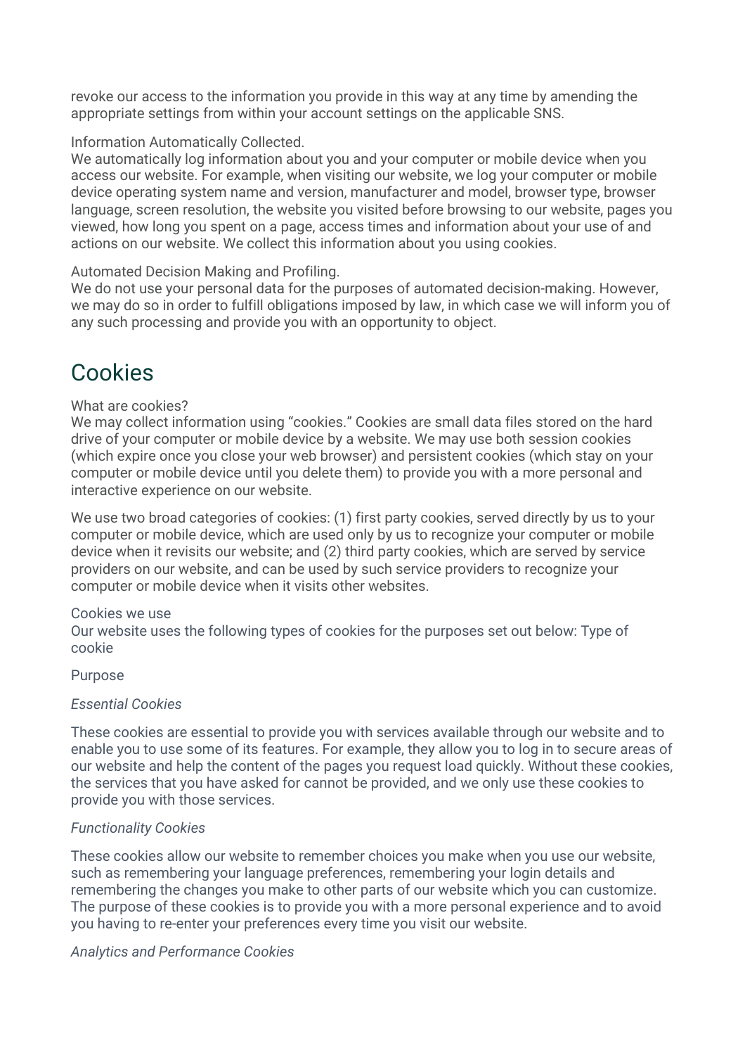revoke our access to the information you provide in this way at any time by amending the appropriate settings from within your account settings on the applicable SNS.

Information Automatically Collected.
We automatically log information about you and your computer or mobile device when you access our website. For example, when visiting our website, we log your computer or mobile device operating system name and version, manufacturer and model, browser type, browser language, screen resolution, the website you visited before browsing to our website, pages you viewed, how long you spent on a page, access times and information about your use of and actions on our website. We collect this information about you using cookies.

Automated Decision Making and Profiling.
We do not use your personal data for the purposes of automated decision-making. However, we may do so in order to fulfill obligations imposed by law, in which case we will inform you of any such processing and provide you with an opportunity to object.

# Cookies

What are cookies?
We may collect information using "cookies." Cookies are small data files stored on the hard drive of your computer or mobile device by a website. We may use both session cookies (which expire once you close your web browser) and persistent cookies (which stay on your computer or mobile device until you delete them) to provide you with a more personal and interactive experience on our website.

We use two broad categories of cookies: (1) first party cookies, served directly by us to your computer or mobile device, which are used only by us to recognize your computer or mobile device when it revisits our website; and (2) third party cookies, which are served by service providers on our website, and can be used by such service providers to recognize your computer or mobile device when it visits other websites.

Cookies we use
Our website uses the following types of cookies for the purposes set out below: Type of cookie

Purpose

*Essential Cookies*

These cookies are essential to provide you with services available through our website and to enable you to use some of its features. For example, they allow you to log in to secure areas of our website and help the content of the pages you request load quickly. Without these cookies, the services that you have asked for cannot be provided, and we only use these cookies to provide you with those services.

*Functionality Cookies*

These cookies allow our website to remember choices you make when you use our website, such as remembering your language preferences, remembering your login details and remembering the changes you make to other parts of our website which you can customize. The purpose of these cookies is to provide you with a more personal experience and to avoid you having to re-enter your preferences every time you visit our website.

*Analytics and Performance Cookies*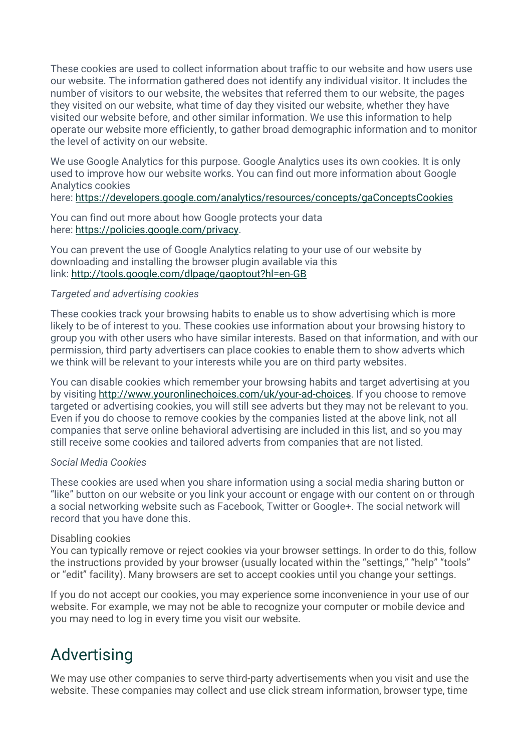These cookies are used to collect information about traffic to our website and how users use our website. The information gathered does not identify any individual visitor. It includes the number of visitors to our website, the websites that referred them to our website, the pages they visited on our website, what time of day they visited our website, whether they have visited our website before, and other similar information. We use this information to help operate our website more efficiently, to gather broad demographic information and to monitor the level of activity on our website.

We use Google Analytics for this purpose. Google Analytics uses its own cookies. It is only used to improve how our website works. You can find out more information about Google Analytics cookies here: [https://developers.google.com/analytics/resources/concepts/gaConceptsCookies](https://developers.google.com/analytics/resources/concepts/gaConceptsCookies)

You can find out more about how Google protects your data here: [https://policies.google.com/privacy](https://policies.google.com/privacy).

You can prevent the use of Google Analytics relating to your use of our website by downloading and installing the browser plugin available via this link: [http://tools.google.com/dlpage/gaoptout?hl=en-GB](http://tools.google.com/dlpage/gaoptout?hl=en-GB)

*Targeted and advertising cookies*

These cookies track your browsing habits to enable us to show advertising which is more likely to be of interest to you. These cookies use information about your browsing history to group you with other users who have similar interests. Based on that information, and with our permission, third party advertisers can place cookies to enable them to show adverts which we think will be relevant to your interests while you are on third party websites.

You can disable cookies which remember your browsing habits and target advertising at you by visiting [http://www.youronlinechoices.com/uk/your-ad-choices](http://www.youronlinechoices.com/uk/your-ad-choices). If you choose to remove targeted or advertising cookies, you will still see adverts but they may not be relevant to you. Even if you do choose to remove cookies by the companies listed at the above link, not all companies that serve online behavioral advertising are included in this list, and so you may still receive some cookies and tailored adverts from companies that are not listed.

*Social Media Cookies*

These cookies are used when you share information using a social media sharing button or "like" button on our website or you link your account or engage with our content on or through a social networking website such as Facebook, Twitter or Google+. The social network will record that you have done this.

Disabling cookies
You can typically remove or reject cookies via your browser settings. In order to do this, follow the instructions provided by your browser (usually located within the "settings," "help" "tools" or "edit" facility). Many browsers are set to accept cookies until you change your settings.

If you do not accept our cookies, you may experience some inconvenience in your use of our website. For example, we may not be able to recognize your computer or mobile device and you may need to log in every time you visit our website.

## Advertising

We may use other companies to serve third-party advertisements when you visit and use the website. These companies may collect and use click stream information, browser type, time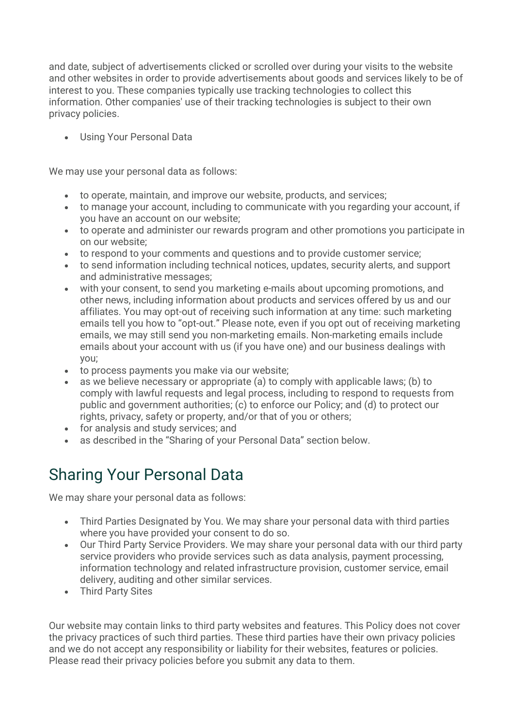and date, subject of advertisements clicked or scrolled over during your visits to the website and other websites in order to provide advertisements about goods and services likely to be of interest to you. These companies typically use tracking technologies to collect this information. Other companies' use of their tracking technologies is subject to their own privacy policies.

- Using Your Personal Data

We may use your personal data as follows:

- to operate, maintain, and improve our website, products, and services;
- to manage your account, including to communicate with you regarding your account, if you have an account on our website;
- to operate and administer our rewards program and other promotions you participate in on our website;
- to respond to your comments and questions and to provide customer service;
- to send information including technical notices, updates, security alerts, and support and administrative messages;
- with your consent, to send you marketing e-mails about upcoming promotions, and other news, including information about products and services offered by us and our affiliates. You may opt-out of receiving such information at any time: such marketing emails tell you how to "opt-out." Please note, even if you opt out of receiving marketing emails, we may still send you non-marketing emails. Non-marketing emails include emails about your account with us (if you have one) and our business dealings with you;
- to process payments you make via our website;
- as we believe necessary or appropriate (a) to comply with applicable laws; (b) to comply with lawful requests and legal process, including to respond to requests from public and government authorities; (c) to enforce our Policy; and (d) to protect our rights, privacy, safety or property, and/or that of you or others;
- for analysis and study services; and
- as described in the "Sharing of your Personal Data" section below.

## Sharing Your Personal Data

We may share your personal data as follows:

- Third Parties Designated by You. We may share your personal data with third parties where you have provided your consent to do so.
- Our Third Party Service Providers. We may share your personal data with our third party service providers who provide services such as data analysis, payment processing, information technology and related infrastructure provision, customer service, email delivery, auditing and other similar services.
- Third Party Sites

Our website may contain links to third party websites and features. This Policy does not cover the privacy practices of such third parties. These third parties have their own privacy policies and we do not accept any responsibility or liability for their websites, features or policies. Please read their privacy policies before you submit any data to them.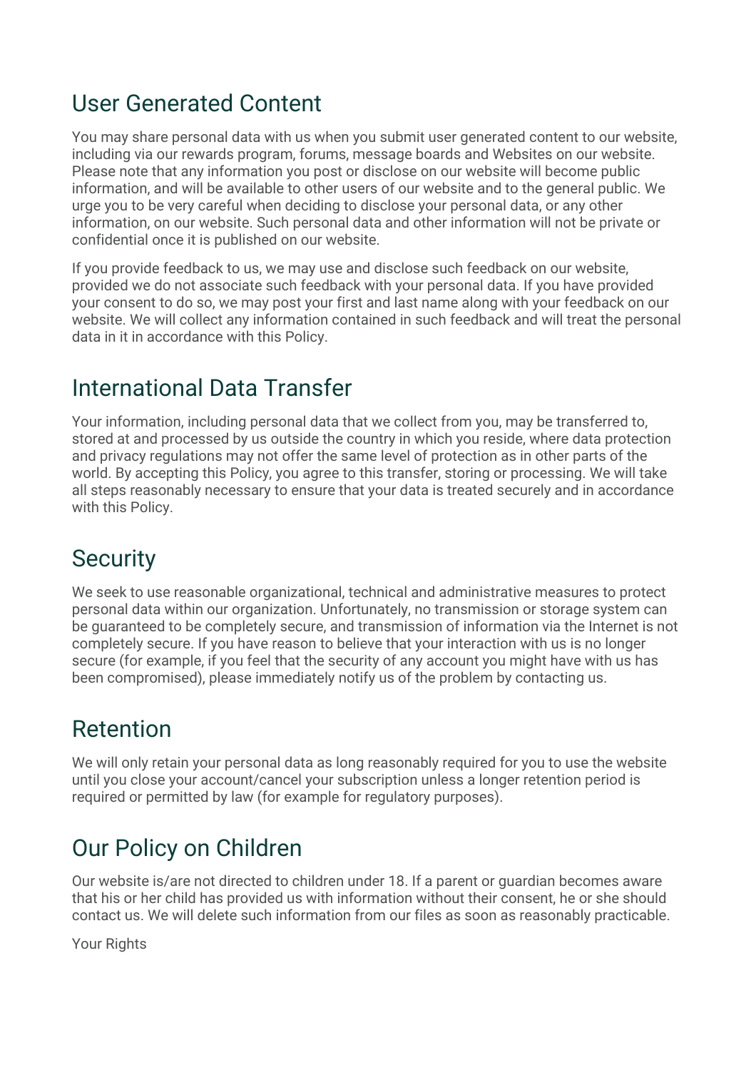## User Generated Content

You may share personal data with us when you submit user generated content to our website, including via our rewards program, forums, message boards and Websites on our website. Please note that any information you post or disclose on our website will become public information, and will be available to other users of our website and to the general public. We urge you to be very careful when deciding to disclose your personal data, or any other information, on our website. Such personal data and other information will not be private or confidential once it is published on our website.

If you provide feedback to us, we may use and disclose such feedback on our website, provided we do not associate such feedback with your personal data. If you have provided your consent to do so, we may post your first and last name along with your feedback on our website. We will collect any information contained in such feedback and will treat the personal data in it in accordance with this Policy.

## International Data Transfer

Your information, including personal data that we collect from you, may be transferred to, stored at and processed by us outside the country in which you reside, where data protection and privacy regulations may not offer the same level of protection as in other parts of the world. By accepting this Policy, you agree to this transfer, storing or processing. We will take all steps reasonably necessary to ensure that your data is treated securely and in accordance with this Policy.

## Security

We seek to use reasonable organizational, technical and administrative measures to protect personal data within our organization. Unfortunately, no transmission or storage system can be guaranteed to be completely secure, and transmission of information via the Internet is not completely secure. If you have reason to believe that your interaction with us is no longer secure (for example, if you feel that the security of any account you might have with us has been compromised), please immediately notify us of the problem by contacting us.

## Retention

We will only retain your personal data as long reasonably required for you to use the website until you close your account/cancel your subscription unless a longer retention period is required or permitted by law (for example for regulatory purposes).

## Our Policy on Children

Our website is/are not directed to children under 18. If a parent or guardian becomes aware that his or her child has provided us with information without their consent, he or she should contact us. We will delete such information from our files as soon as reasonably practicable.

Your Rights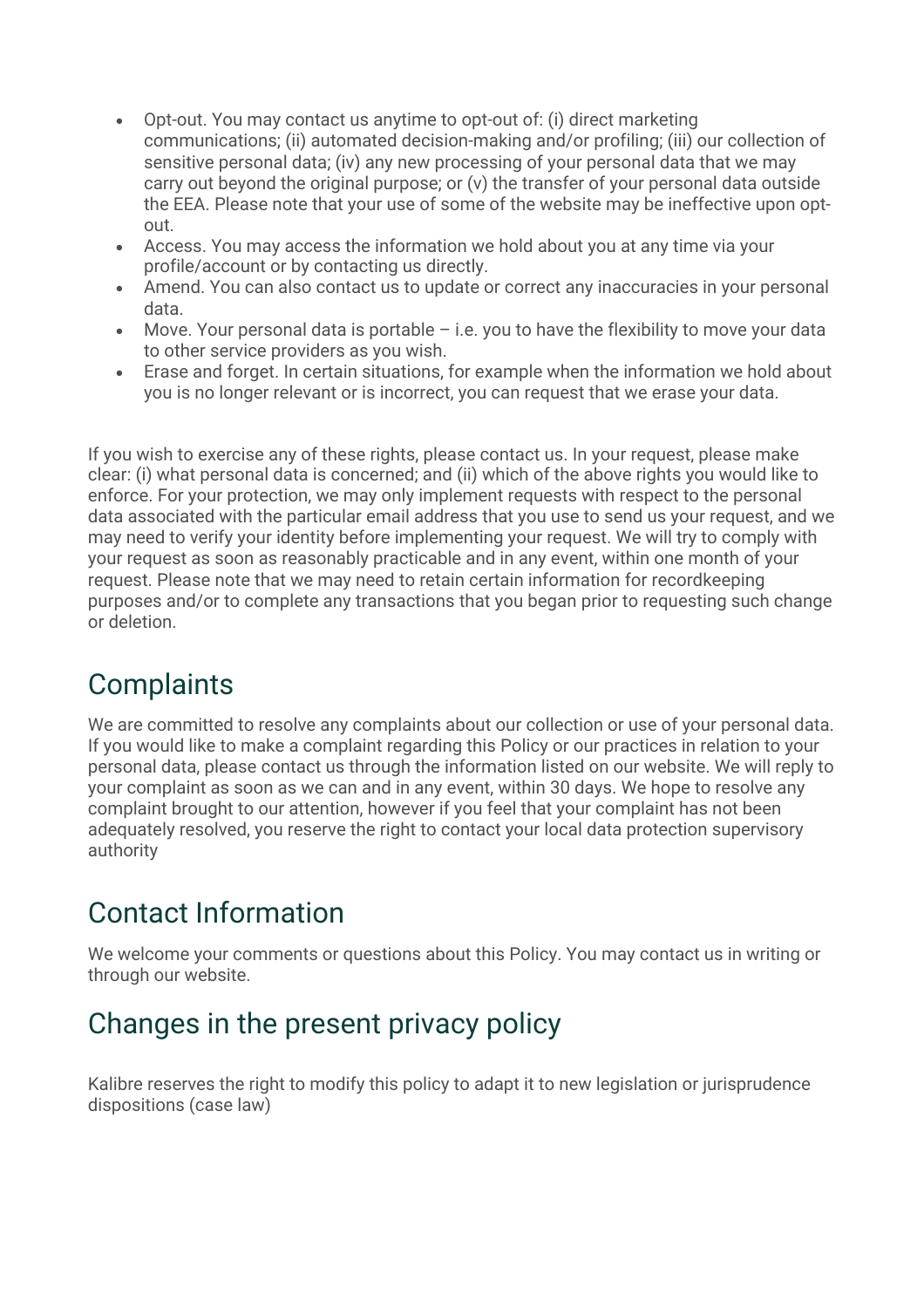- Opt-out. You may contact us anytime to opt-out of: (i) direct marketing communications; (ii) automated decision-making and/or profiling; (iii) our collection of sensitive personal data; (iv) any new processing of your personal data that we may carry out beyond the original purpose; or (v) the transfer of your personal data outside the EEA. Please note that your use of some of the website may be ineffective upon opt-out.
- Access. You may access the information we hold about you at any time via your profile/account or by contacting us directly.
- Amend. You can also contact us to update or correct any inaccuracies in your personal data.
- Move. Your personal data is portable – i.e. you to have the flexibility to move your data to other service providers as you wish.
- Erase and forget. In certain situations, for example when the information we hold about you is no longer relevant or is incorrect, you can request that we erase your data.

If you wish to exercise any of these rights, please contact us. In your request, please make clear: (i) what personal data is concerned; and (ii) which of the above rights you would like to enforce. For your protection, we may only implement requests with respect to the personal data associated with the particular email address that you use to send us your request, and we may need to verify your identity before implementing your request. We will try to comply with your request as soon as reasonably practicable and in any event, within one month of your request. Please note that we may need to retain certain information for recordkeeping purposes and/or to complete any transactions that you began prior to requesting such change or deletion.

## Complaints

We are committed to resolve any complaints about our collection or use of your personal data. If you would like to make a complaint regarding this Policy or our practices in relation to your personal data, please contact us through the information listed on our website. We will reply to your complaint as soon as we can and in any event, within 30 days. We hope to resolve any complaint brought to our attention, however if you feel that your complaint has not been adequately resolved, you reserve the right to contact your local data protection supervisory authority

## Contact Information

We welcome your comments or questions about this Policy. You may contact us in writing or through our website.

## Changes in the present privacy policy

Kalibre reserves the right to modify this policy to adapt it to new legislation or jurisprudence dispositions (case law)